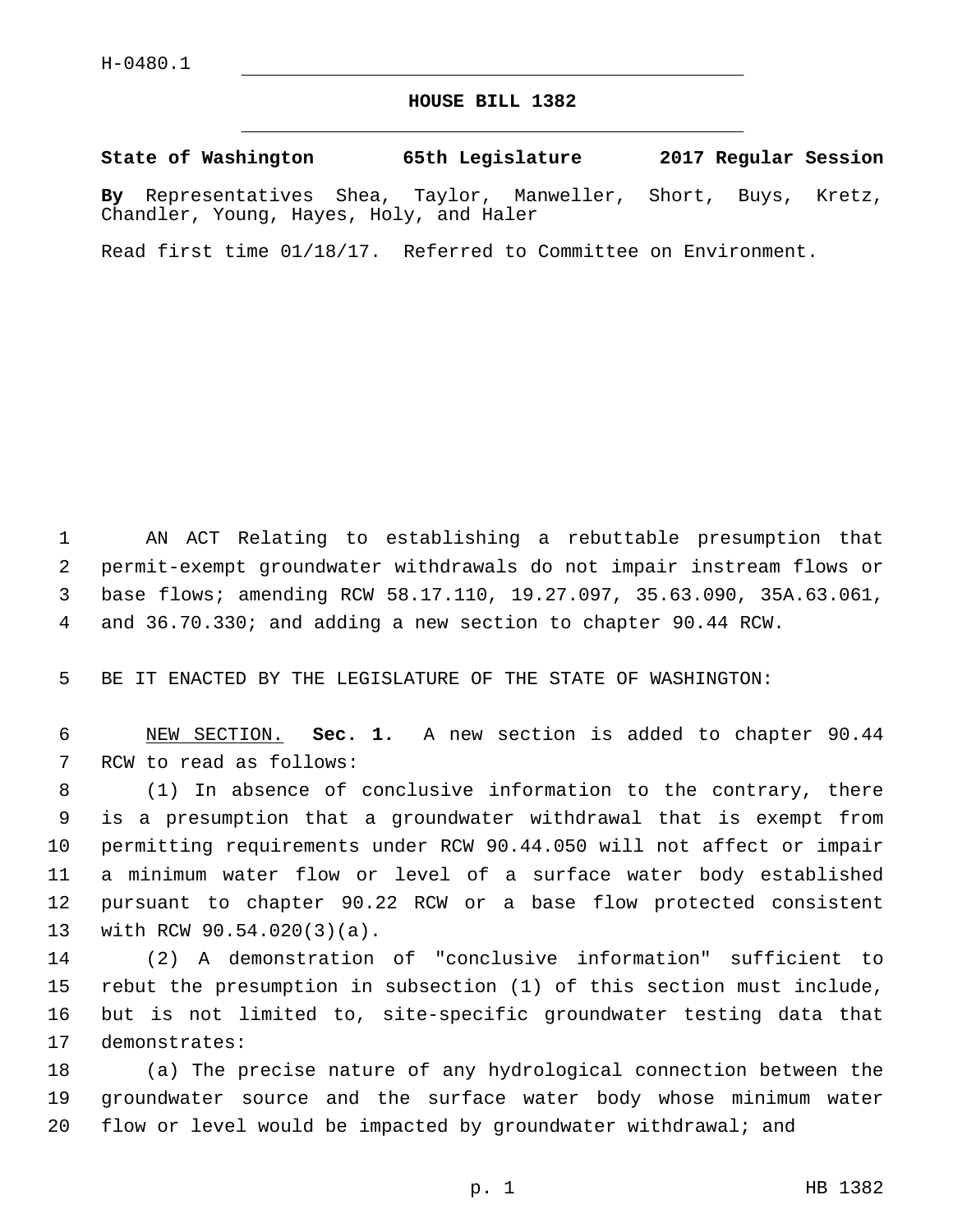H-0480.1

# HOUSE BILL 1382

**State of Washington 65th Legislature 2017 Regular Session**

**By** Representatives Shea, Taylor, Manweller, Short, Buys, Kretz, Chandler, Young, Hayes, Holy, and Haler

Read first time 01/18/17. Referred to Committee on Environment.

AN ACT Relating to establishing a rebuttable presumption that permit-exempt groundwater withdrawals do not impair instream flows or base flows; amending RCW 58.17.110, 19.27.097, 35.63.090, 35A.63.061, and 36.70.330; and adding a new section to chapter 90.44 RCW.

BE IT ENACTED BY THE LEGISLATURE OF THE STATE OF WASHINGTON:

NEW SECTION. **Sec. 1.** A new section is added to chapter 90.44 RCW to read as follows:

(1) In absence of conclusive information to the contrary, there is a presumption that a groundwater withdrawal that is exempt from permitting requirements under RCW 90.44.050 will not affect or impair a minimum water flow or level of a surface water body established pursuant to chapter 90.22 RCW or a base flow protected consistent with RCW 90.54.020(3)(a).

(2) A demonstration of "conclusive information" sufficient to rebut the presumption in subsection (1) of this section must include, but is not limited to, site-specific groundwater testing data that demonstrates:

(a) The precise nature of any hydrological connection between the groundwater source and the surface water body whose minimum water flow or level would be impacted by groundwater withdrawal; and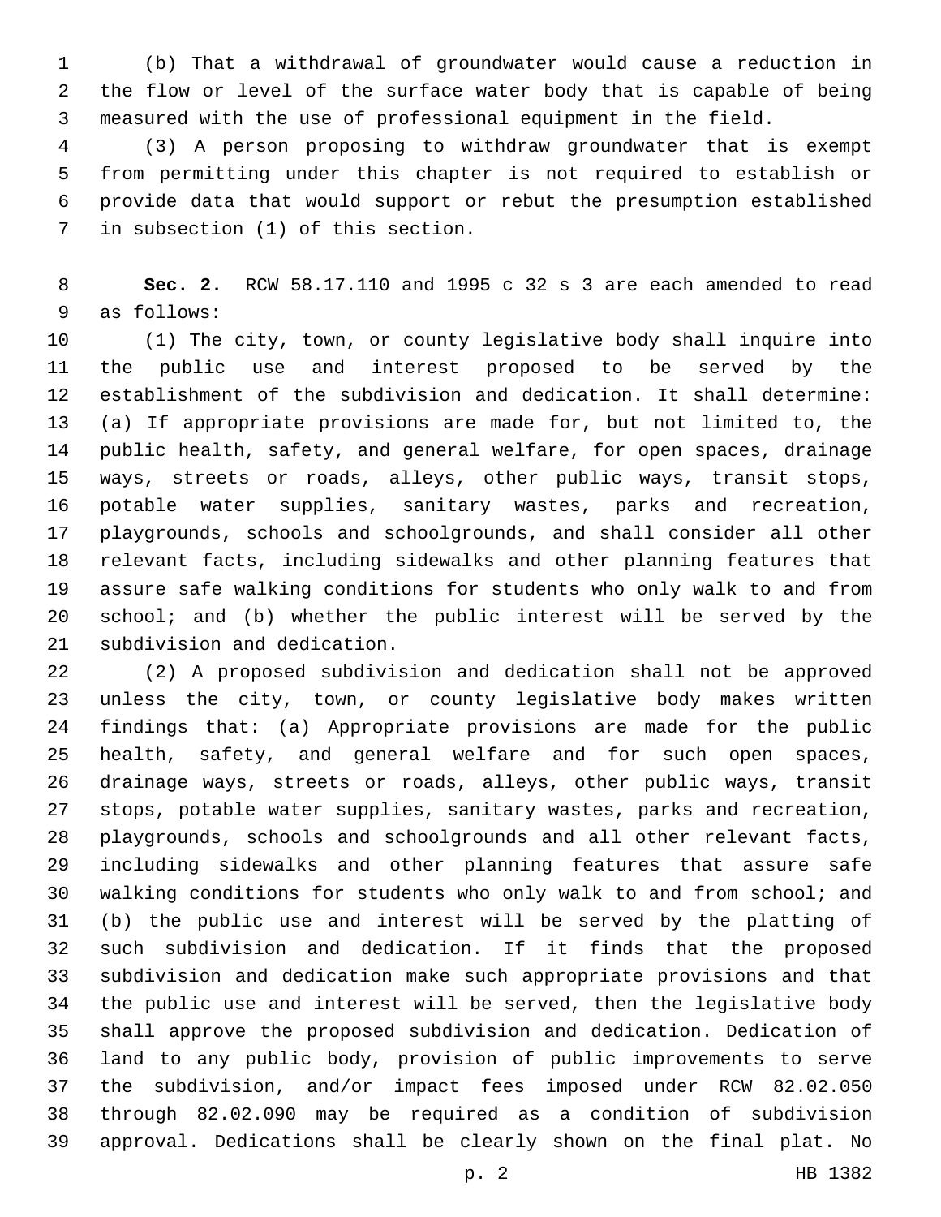(b) That a withdrawal of groundwater would cause a reduction in the flow or level of the surface water body that is capable of being measured with the use of professional equipment in the field.

(3) A person proposing to withdraw groundwater that is exempt from permitting under this chapter is not required to establish or provide data that would support or rebut the presumption established in subsection (1) of this section.

**Sec. 2.** RCW 58.17.110 and 1995 c 32 s 3 are each amended to read as follows:

(1) The city, town, or county legislative body shall inquire into the public use and interest proposed to be served by the establishment of the subdivision and dedication. It shall determine: (a) If appropriate provisions are made for, but not limited to, the public health, safety, and general welfare, for open spaces, drainage ways, streets or roads, alleys, other public ways, transit stops, potable water supplies, sanitary wastes, parks and recreation, playgrounds, schools and schoolgrounds, and shall consider all other relevant facts, including sidewalks and other planning features that assure safe walking conditions for students who only walk to and from school; and (b) whether the public interest will be served by the subdivision and dedication.

(2) A proposed subdivision and dedication shall not be approved unless the city, town, or county legislative body makes written findings that: (a) Appropriate provisions are made for the public health, safety, and general welfare and for such open spaces, drainage ways, streets or roads, alleys, other public ways, transit stops, potable water supplies, sanitary wastes, parks and recreation, playgrounds, schools and schoolgrounds and all other relevant facts, including sidewalks and other planning features that assure safe walking conditions for students who only walk to and from school; and (b) the public use and interest will be served by the platting of such subdivision and dedication. If it finds that the proposed subdivision and dedication make such appropriate provisions and that the public use and interest will be served, then the legislative body shall approve the proposed subdivision and dedication. Dedication of land to any public body, provision of public improvements to serve the subdivision, and/or impact fees imposed under RCW 82.02.050 through 82.02.090 may be required as a condition of subdivision approval. Dedications shall be clearly shown on the final plat. No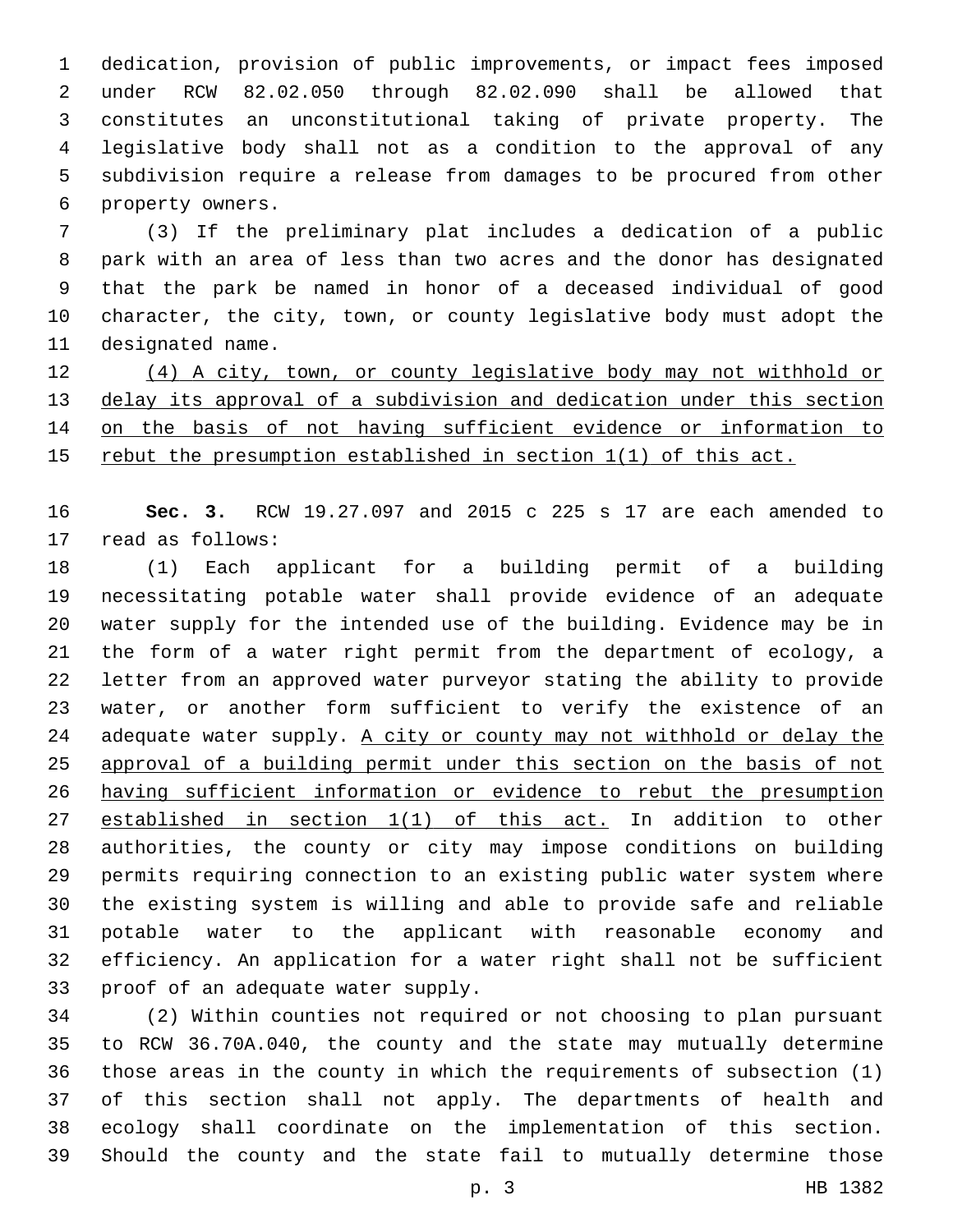dedication, provision of public improvements, or impact fees imposed under RCW 82.02.050 through 82.02.090 shall be allowed that constitutes an unconstitutional taking of private property. The legislative body shall not as a condition to the approval of any subdivision require a release from damages to be procured from other property owners.

(3) If the preliminary plat includes a dedication of a public park with an area of less than two acres and the donor has designated that the park be named in honor of a deceased individual of good character, the city, town, or county legislative body must adopt the designated name.

<u>(4) A city, town, or county legislative body may not withhold or delay its approval of a subdivision and dedication under this section on the basis of not having sufficient evidence or information to rebut the presumption established in section 1(1) of this act.</u>

**Sec. 3.** RCW 19.27.097 and 2015 c 225 s 17 are each amended to read as follows:

(1) Each applicant for a building permit of a building necessitating potable water shall provide evidence of an adequate water supply for the intended use of the building. Evidence may be in the form of a water right permit from the department of ecology, a letter from an approved water purveyor stating the ability to provide water, or another form sufficient to verify the existence of an adequate water supply. <u>A city or county may not withhold or delay the approval of a building permit under this section on the basis of not having sufficient information or evidence to rebut the presumption established in section 1(1) of this act.</u> In addition to other authorities, the county or city may impose conditions on building permits requiring connection to an existing public water system where the existing system is willing and able to provide safe and reliable potable water to the applicant with reasonable economy and efficiency. An application for a water right shall not be sufficient proof of an adequate water supply.

(2) Within counties not required or not choosing to plan pursuant to RCW 36.70A.040, the county and the state may mutually determine those areas in the county in which the requirements of subsection (1) of this section shall not apply. The departments of health and ecology shall coordinate on the implementation of this section. Should the county and the state fail to mutually determine those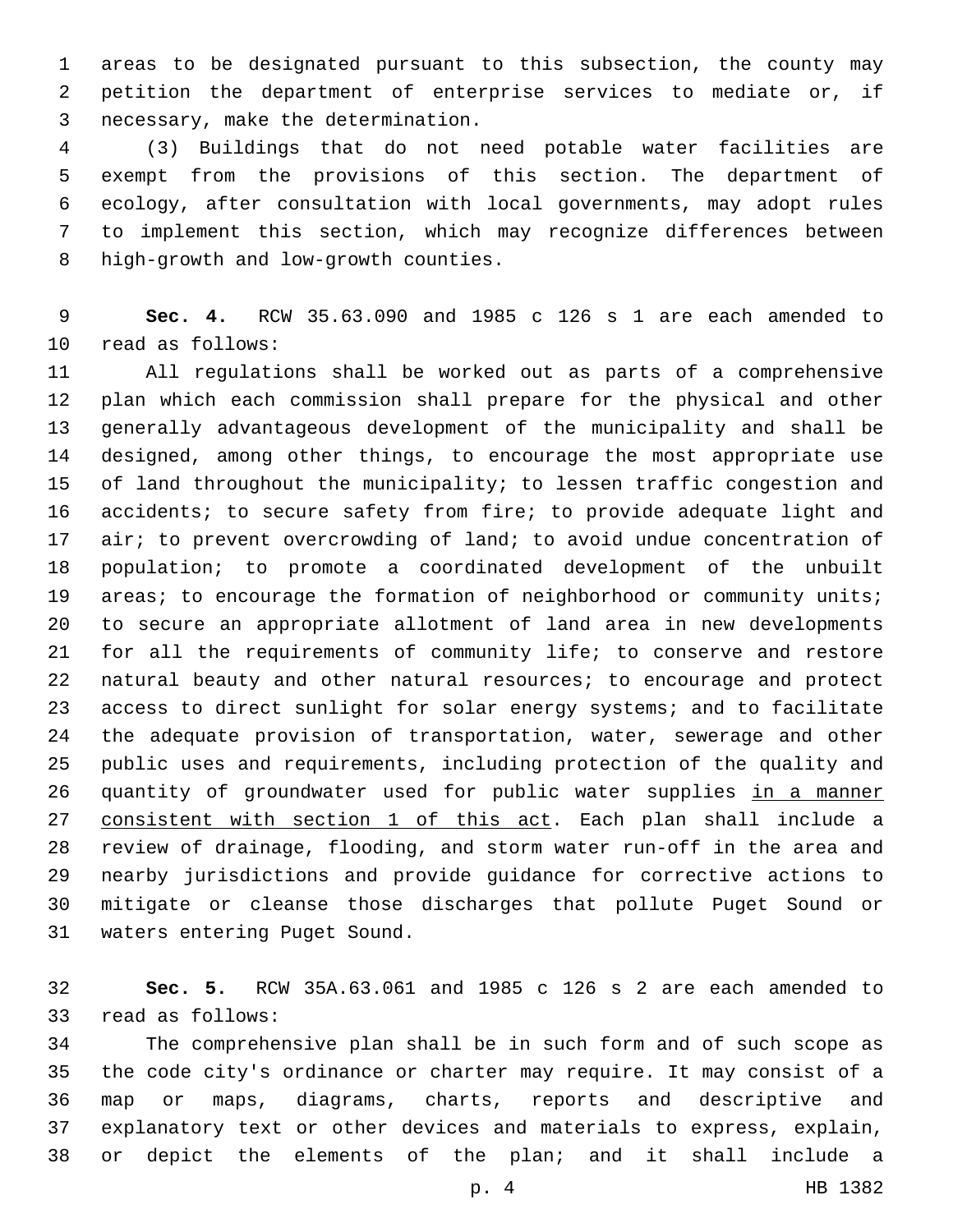areas to be designated pursuant to this subsection, the county may petition the department of enterprise services to mediate or, if necessary, make the determination.

(3) Buildings that do not need potable water facilities are exempt from the provisions of this section. The department of ecology, after consultation with local governments, may adopt rules to implement this section, which may recognize differences between high-growth and low-growth counties.

**Sec. 4.** RCW 35.63.090 and 1985 c 126 s 1 are each amended to read as follows:

All regulations shall be worked out as parts of a comprehensive plan which each commission shall prepare for the physical and other generally advantageous development of the municipality and shall be designed, among other things, to encourage the most appropriate use of land throughout the municipality; to lessen traffic congestion and accidents; to secure safety from fire; to provide adequate light and air; to prevent overcrowding of land; to avoid undue concentration of population; to promote a coordinated development of the unbuilt areas; to encourage the formation of neighborhood or community units; to secure an appropriate allotment of land area in new developments for all the requirements of community life; to conserve and restore natural beauty and other natural resources; to encourage and protect access to direct sunlight for solar energy systems; and to facilitate the adequate provision of transportation, water, sewerage and other public uses and requirements, including protection of the quality and quantity of groundwater used for public water supplies <u>in a manner consistent with section 1 of this act</u>. Each plan shall include a review of drainage, flooding, and storm water run-off in the area and nearby jurisdictions and provide guidance for corrective actions to mitigate or cleanse those discharges that pollute Puget Sound or waters entering Puget Sound.

**Sec. 5.** RCW 35A.63.061 and 1985 c 126 s 2 are each amended to read as follows:

The comprehensive plan shall be in such form and of such scope as the code city's ordinance or charter may require. It may consist of a map or maps, diagrams, charts, reports and descriptive and explanatory text or other devices and materials to express, explain, or depict the elements of the plan; and it shall include a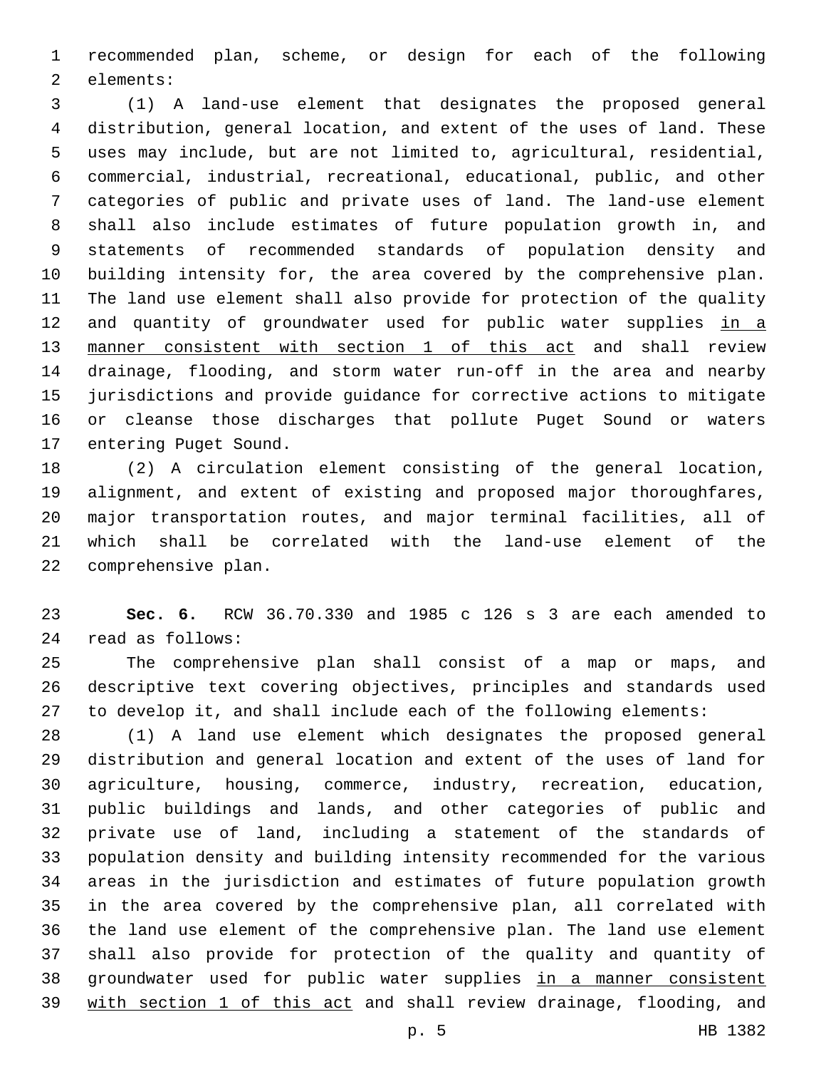recommended plan, scheme, or design for each of the following elements:

(1) A land-use element that designates the proposed general distribution, general location, and extent of the uses of land. These uses may include, but are not limited to, agricultural, residential, commercial, industrial, recreational, educational, public, and other categories of public and private uses of land. The land-use element shall also include estimates of future population growth in, and statements of recommended standards of population density and building intensity for, the area covered by the comprehensive plan. The land use element shall also provide for protection of the quality and quantity of groundwater used for public water supplies <u>in a manner consistent with section 1 of this act</u> and shall review drainage, flooding, and storm water run-off in the area and nearby jurisdictions and provide guidance for corrective actions to mitigate or cleanse those discharges that pollute Puget Sound or waters entering Puget Sound.

(2) A circulation element consisting of the general location, alignment, and extent of existing and proposed major thoroughfares, major transportation routes, and major terminal facilities, all of which shall be correlated with the land-use element of the comprehensive plan.

**Sec. 6.** RCW 36.70.330 and 1985 c 126 s 3 are each amended to read as follows:

The comprehensive plan shall consist of a map or maps, and descriptive text covering objectives, principles and standards used to develop it, and shall include each of the following elements:

(1) A land use element which designates the proposed general distribution and general location and extent of the uses of land for agriculture, housing, commerce, industry, recreation, education, public buildings and lands, and other categories of public and private use of land, including a statement of the standards of population density and building intensity recommended for the various areas in the jurisdiction and estimates of future population growth in the area covered by the comprehensive plan, all correlated with the land use element of the comprehensive plan. The land use element shall also provide for protection of the quality and quantity of groundwater used for public water supplies <u>in a manner consistent with section 1 of this act</u> and shall review drainage, flooding, and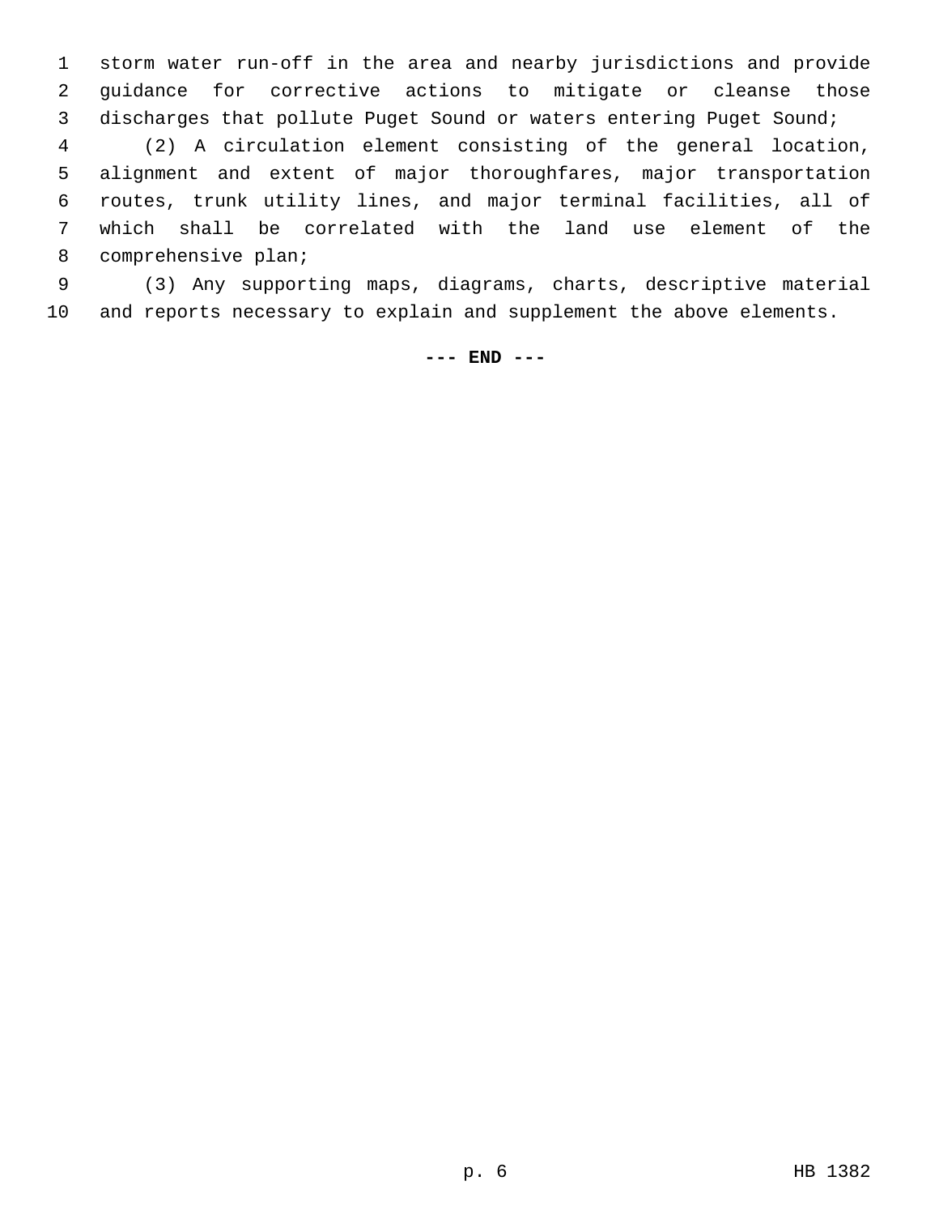storm water run-off in the area and nearby jurisdictions and provide guidance for corrective actions to mitigate or cleanse those discharges that pollute Puget Sound or waters entering Puget Sound;

(2) A circulation element consisting of the general location, alignment and extent of major thoroughfares, major transportation routes, trunk utility lines, and major terminal facilities, all of which shall be correlated with the land use element of the comprehensive plan;

(3) Any supporting maps, diagrams, charts, descriptive material and reports necessary to explain and supplement the above elements.

**--- END ---**